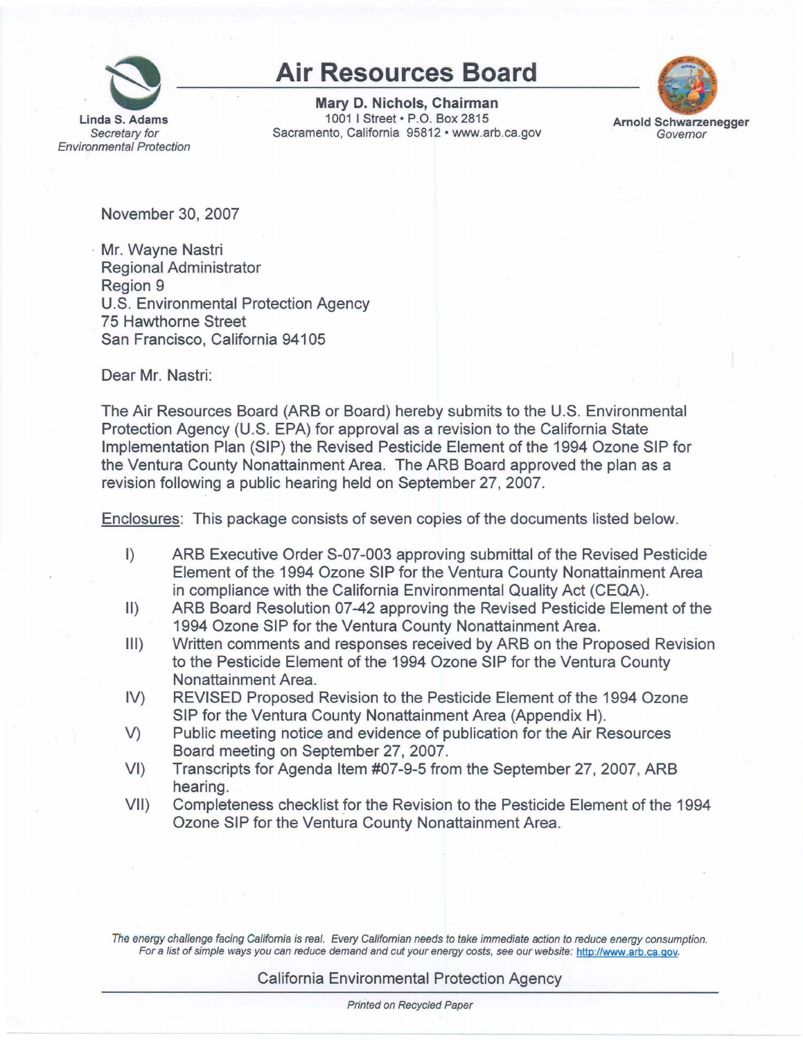# Air Resources Board

**Linda S. Adams**
*Secretary for Environmental Protection*

**Mary D. Nichols, Chairman**
1001 I Street • P.O. Box 2815
Sacramento, California 95812 • www.arb.ca.gov

**Arnold Schwarzenegger**
*Governor*

November 30, 2007

Mr. Wayne Nastri
Regional Administrator
Region 9
U.S. Environmental Protection Agency
75 Hawthorne Street
San Francisco, California 94105

Dear Mr. Nastri:

The Air Resources Board (ARB or Board) hereby submits to the U.S. Environmental Protection Agency (U.S. EPA) for approval as a revision to the California State Implementation Plan (SIP) the Revised Pesticide Element of the 1994 Ozone SIP for the Ventura County Nonattainment Area. The ARB Board approved the plan as a revision following a public hearing held on September 27, 2007.

Enclosures: This package consists of seven copies of the documents listed below.

I) ARB Executive Order S-07-003 approving submittal of the Revised Pesticide Element of the 1994 Ozone SIP for the Ventura County Nonattainment Area in compliance with the California Environmental Quality Act (CEQA).

II) ARB Board Resolution 07-42 approving the Revised Pesticide Element of the 1994 Ozone SIP for the Ventura County Nonattainment Area.

III) Written comments and responses received by ARB on the Proposed Revision to the Pesticide Element of the 1994 Ozone SIP for the Ventura County Nonattainment Area.

IV) REVISED Proposed Revision to the Pesticide Element of the 1994 Ozone SIP for the Ventura County Nonattainment Area (Appendix H).

V) Public meeting notice and evidence of publication for the Air Resources Board meeting on September 27, 2007.

VI) Transcripts for Agenda Item #07-9-5 from the September 27, 2007, ARB hearing.

VII) Completeness checklist for the Revision to the Pesticide Element of the 1994 Ozone SIP for the Ventura County Nonattainment Area.

*The energy challenge facing California is real. Every Californian needs to take immediate action to reduce energy consumption. For a list of simple ways you can reduce demand and cut your energy costs, see our website: http://www.arb.ca.gov.*

California Environmental Protection Agency

*Printed on Recycled Paper*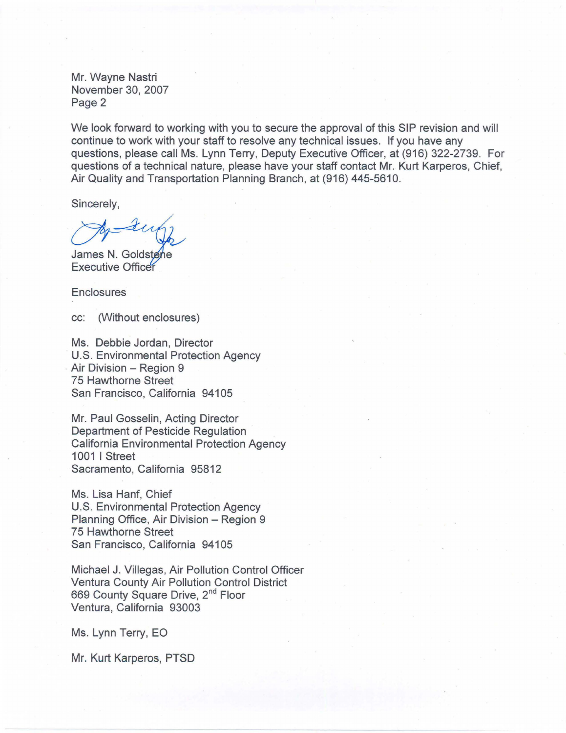Mr. Wayne Nastri
November 30, 2007
Page 2

We look forward to working with you to secure the approval of this SIP revision and will continue to work with your staff to resolve any technical issues. If you have any questions, please call Ms. Lynn Terry, Deputy Executive Officer, at (916) 322-2739. For questions of a technical nature, please have your staff contact Mr. Kurt Karperos, Chief, Air Quality and Transportation Planning Branch, at (916) 445-5610.

Sincerely,

James N. Goldstene
Executive Officer

Enclosures

cc: (Without enclosures)

Ms. Debbie Jordan, Director
U.S. Environmental Protection Agency
Air Division – Region 9
75 Hawthorne Street
San Francisco, California 94105

Mr. Paul Gosselin, Acting Director
Department of Pesticide Regulation
California Environmental Protection Agency
1001 I Street
Sacramento, California 95812

Ms. Lisa Hanf, Chief
U.S. Environmental Protection Agency
Planning Office, Air Division – Region 9
75 Hawthorne Street
San Francisco, California 94105

Michael J. Villegas, Air Pollution Control Officer
Ventura County Air Pollution Control District
669 County Square Drive, 2nd Floor
Ventura, California 93003

Ms. Lynn Terry, EO

Mr. Kurt Karperos, PTSD